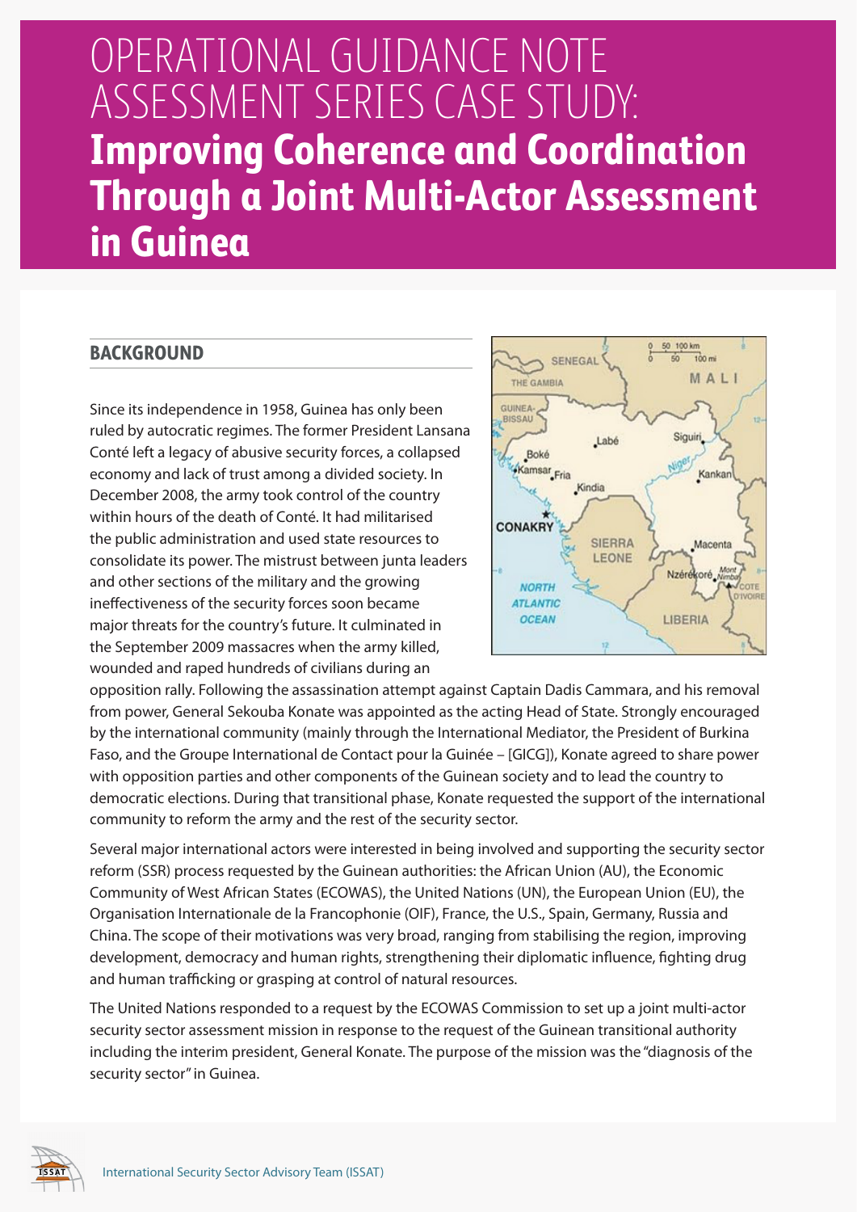# OPERATIONAL GUIDANCE NOTE ASSESSMENT SERIES CASE STUDY: **Improving Coherence and Coordination Through a Joint Multi-Actor Assessment in Guinea**

## BACKGROUND

Since its independence in 1958, Guinea has only been ruled by autocratic regimes. The former President Lansana Conté left a legacy of abusive security forces, a collapsed economy and lack of trust among a divided society. In December 2008, the army took control of the country within hours of the death of Conté. It had militarised the public administration and used state resources to consolidate its power. The mistrust between junta leaders and other sections of the military and the growing ineffectiveness of the security forces soon became major threats for the country's future. It culminated in the September 2009 massacres when the army killed, wounded and raped hundreds of civilians during an opposition rally. Following the assassination attempt against Captain Dadis Cammara, and his removal from power, General Sekouba Konate was appointed as the acting Head of State. Strongly encouraged by the international community (mainly through the International Mediator, the President of Burkina Faso, and the Groupe International de Contact pour la Guinée – [GICG]), Konate agreed to share power with opposition parties and other components of the Guinean society and to lead the country to democratic elections. During that transitional phase, Konate requested the support of the international community to reform the army and the rest of the security sector.

Several major international actors were interested in being involved and supporting the security sector reform (SSR) process requested by the Guinean authorities: the African Union (AU), the Economic Community of West African States (ECOWAS), the United Nations (UN), the European Union (EU), the Organisation Internationale de la Francophonie (OIF), France, the U.S., Spain, Germany, Russia and China. The scope of their motivations was very broad, ranging from stabilising the region, improving development, democracy and human rights, strengthening their diplomatic influence, fighting drug and human trafficking or grasping at control of natural resources.

The United Nations responded to a request by the ECOWAS Commission to set up a joint multi-actor security sector assessment mission in response to the request of the Guinean transitional authority including the interim president, General Konate. The purpose of the mission was the "diagnosis of the security sector" in Guinea.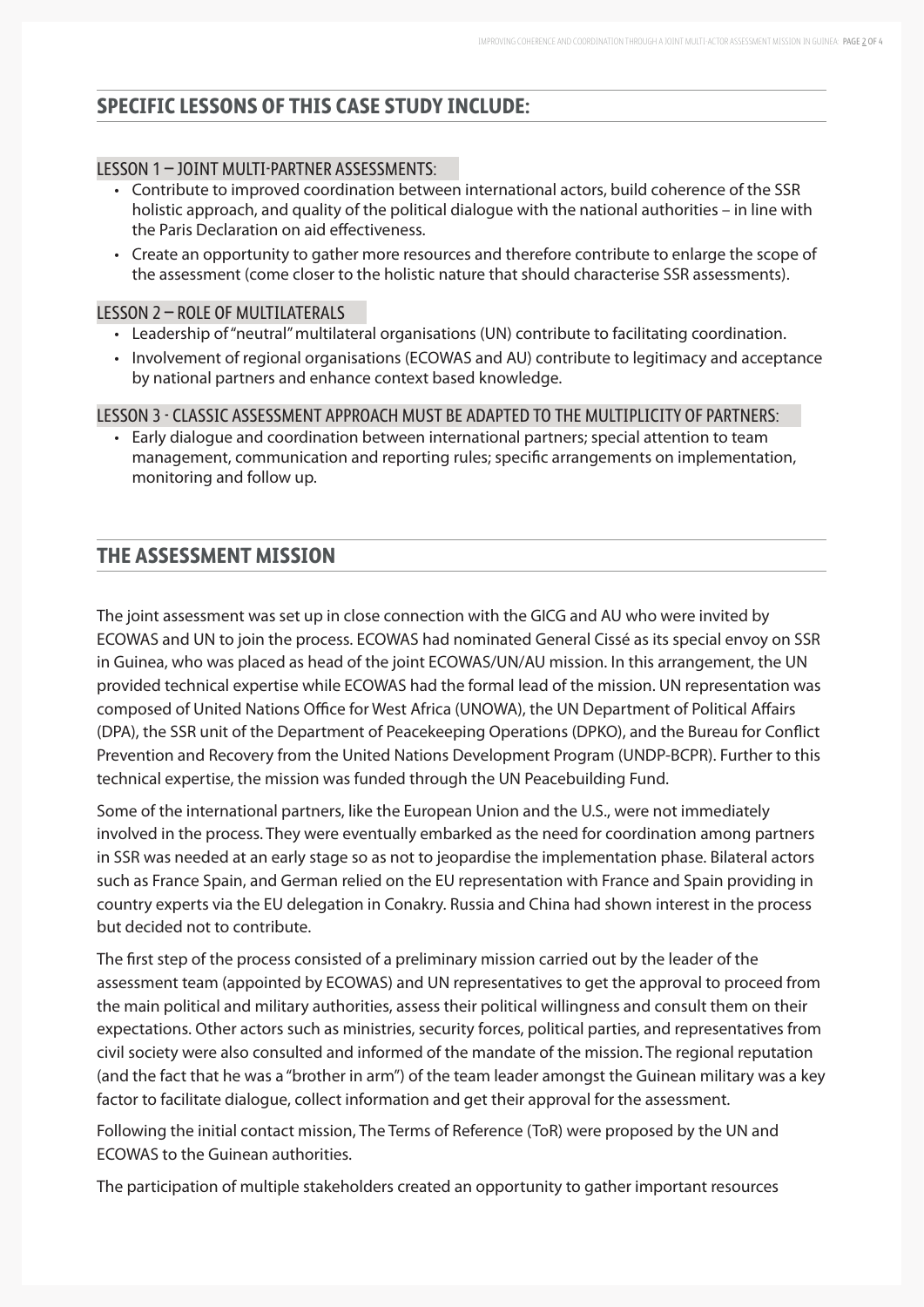## SPECIFIC LESSONS OF THIS CASE STUDY INCLUDE:

### LESSON 1 – JOINT MULTI-PARTNER ASSESSMENTS:

- Contribute to improved coordination between international actors, build coherence of the SSR holistic approach, and quality of the political dialogue with the national authorities – in line with the Paris Declaration on aid effectiveness.
- Create an opportunity to gather more resources and therefore contribute to enlarge the scope of the assessment (come closer to the holistic nature that should characterise SSR assessments).

### LESSON 2 – ROLE OF MULTILATERALS

- Leadership of "neutral" multilateral organisations (UN) contribute to facilitating coordination.
- Involvement of regional organisations (ECOWAS and AU) contribute to legitimacy and acceptance by national partners and enhance context based knowledge.

### LESSON 3 - CLASSIC ASSESSMENT APPROACH MUST BE ADAPTED TO THE MULTIPLICITY OF PARTNERS:

- Early dialogue and coordination between international partners; special attention to team management, communication and reporting rules; specific arrangements on implementation, monitoring and follow up.

## THE ASSESSMENT MISSION

The joint assessment was set up in close connection with the GICG and AU who were invited by ECOWAS and UN to join the process. ECOWAS had nominated General Cissé as its special envoy on SSR in Guinea, who was placed as head of the joint ECOWAS/UN/AU mission. In this arrangement, the UN provided technical expertise while ECOWAS had the formal lead of the mission. UN representation was composed of United Nations Office for West Africa (UNOWA), the UN Department of Political Affairs (DPA), the SSR unit of the Department of Peacekeeping Operations (DPKO), and the Bureau for Conflict Prevention and Recovery from the United Nations Development Program (UNDP-BCPR). Further to this technical expertise, the mission was funded through the UN Peacebuilding Fund.

Some of the international partners, like the European Union and the U.S., were not immediately involved in the process. They were eventually embarked as the need for coordination among partners in SSR was needed at an early stage so as not to jeopardise the implementation phase. Bilateral actors such as France Spain, and German relied on the EU representation with France and Spain providing in country experts via the EU delegation in Conakry. Russia and China had shown interest in the process but decided not to contribute.

The first step of the process consisted of a preliminary mission carried out by the leader of the assessment team (appointed by ECOWAS) and UN representatives to get the approval to proceed from the main political and military authorities, assess their political willingness and consult them on their expectations. Other actors such as ministries, security forces, political parties, and representatives from civil society were also consulted and informed of the mandate of the mission. The regional reputation (and the fact that he was a "brother in arm") of the team leader amongst the Guinean military was a key factor to facilitate dialogue, collect information and get their approval for the assessment.

Following the initial contact mission, The Terms of Reference (ToR) were proposed by the UN and ECOWAS to the Guinean authorities.

The participation of multiple stakeholders created an opportunity to gather important resources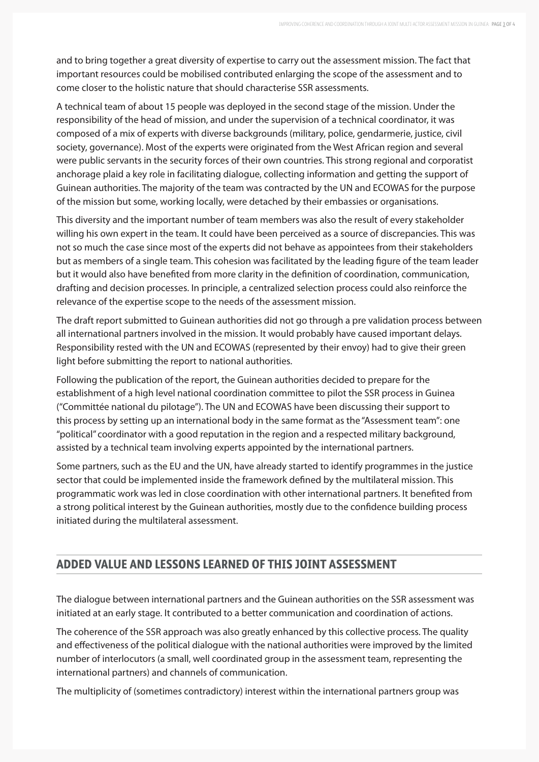and to bring together a great diversity of expertise to carry out the assessment mission. The fact that important resources could be mobilised contributed enlarging the scope of the assessment and to come closer to the holistic nature that should characterise SSR assessments.

A technical team of about 15 people was deployed in the second stage of the mission. Under the responsibility of the head of mission, and under the supervision of a technical coordinator, it was composed of a mix of experts with diverse backgrounds (military, police, gendarmerie, justice, civil society, governance). Most of the experts were originated from the West African region and several were public servants in the security forces of their own countries. This strong regional and corporatist anchorage plaid a key role in facilitating dialogue, collecting information and getting the support of Guinean authorities. The majority of the team was contracted by the UN and ECOWAS for the purpose of the mission but some, working locally, were detached by their embassies or organisations.

This diversity and the important number of team members was also the result of every stakeholder willing his own expert in the team. It could have been perceived as a source of discrepancies. This was not so much the case since most of the experts did not behave as appointees from their stakeholders but as members of a single team. This cohesion was facilitated by the leading figure of the team leader but it would also have benefited from more clarity in the definition of coordination, communication, drafting and decision processes. In principle, a centralized selection process could also reinforce the relevance of the expertise scope to the needs of the assessment mission.

The draft report submitted to Guinean authorities did not go through a pre validation process between all international partners involved in the mission. It would probably have caused important delays. Responsibility rested with the UN and ECOWAS (represented by their envoy) had to give their green light before submitting the report to national authorities.

Following the publication of the report, the Guinean authorities decided to prepare for the establishment of a high level national coordination committee to pilot the SSR process in Guinea ("Committée national du pilotage"). The UN and ECOWAS have been discussing their support to this process by setting up an international body in the same format as the "Assessment team": one "political" coordinator with a good reputation in the region and a respected military background, assisted by a technical team involving experts appointed by the international partners.

Some partners, such as the EU and the UN, have already started to identify programmes in the justice sector that could be implemented inside the framework defined by the multilateral mission. This programmatic work was led in close coordination with other international partners. It benefited from a strong political interest by the Guinean authorities, mostly due to the confidence building process initiated during the multilateral assessment.

## ADDED VALUE AND LESSONS LEARNED OF THIS JOINT ASSESSMENT

The dialogue between international partners and the Guinean authorities on the SSR assessment was initiated at an early stage. It contributed to a better communication and coordination of actions.

The coherence of the SSR approach was also greatly enhanced by this collective process. The quality and effectiveness of the political dialogue with the national authorities were improved by the limited number of interlocutors (a small, well coordinated group in the assessment team, representing the international partners) and channels of communication.

The multiplicity of (sometimes contradictory) interest within the international partners group was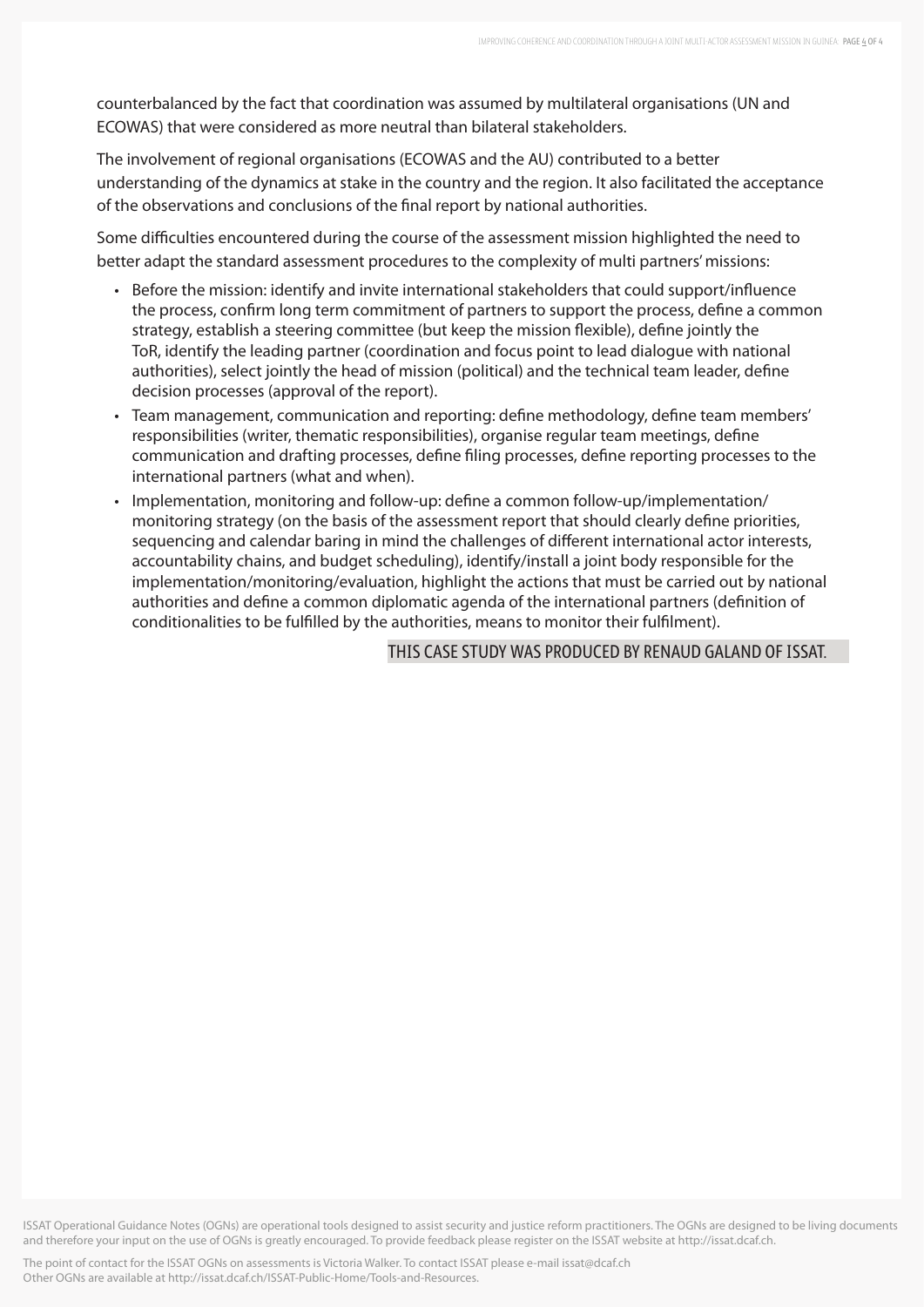counterbalanced by the fact that coordination was assumed by multilateral organisations (UN and ECOWAS) that were considered as more neutral than bilateral stakeholders.

The involvement of regional organisations (ECOWAS and the AU) contributed to a better understanding of the dynamics at stake in the country and the region. It also facilitated the acceptance of the observations and conclusions of the final report by national authorities.

Some difficulties encountered during the course of the assessment mission highlighted the need to better adapt the standard assessment procedures to the complexity of multi partners' missions:

- Before the mission: identify and invite international stakeholders that could support/influence the process, confirm long term commitment of partners to support the process, define a common strategy, establish a steering committee (but keep the mission flexible), define jointly the ToR, identify the leading partner (coordination and focus point to lead dialogue with national authorities), select jointly the head of mission (political) and the technical team leader, define decision processes (approval of the report).
- Team management, communication and reporting: define methodology, define team members' responsibilities (writer, thematic responsibilities), organise regular team meetings, define communication and drafting processes, define filing processes, define reporting processes to the international partners (what and when).
- Implementation, monitoring and follow-up: define a common follow-up/implementation/monitoring strategy (on the basis of the assessment report that should clearly define priorities, sequencing and calendar baring in mind the challenges of different international actor interests, accountability chains, and budget scheduling), identify/install a joint body responsible for the implementation/monitoring/evaluation, highlight the actions that must be carried out by national authorities and define a common diplomatic agenda of the international partners (definition of conditionalities to be fulfilled by the authorities, means to monitor their fulfilment).

THIS CASE STUDY WAS PRODUCED BY RENAUD GALAND OF ISSAT.

ISSAT Operational Guidance Notes (OGNs) are operational tools designed to assist security and justice reform practitioners. The OGNs are designed to be living documents and therefore your input on the use of OGNs is greatly encouraged. To provide feedback please register on the ISSAT website at http://issat.dcaf.ch.

The point of contact for the ISSAT OGNs on assessments is Victoria Walker. To contact ISSAT please e-mail issat@dcaf.ch
Other OGNs are available at http://issat.dcaf.ch/ISSAT-Public-Home/Tools-and-Resources.